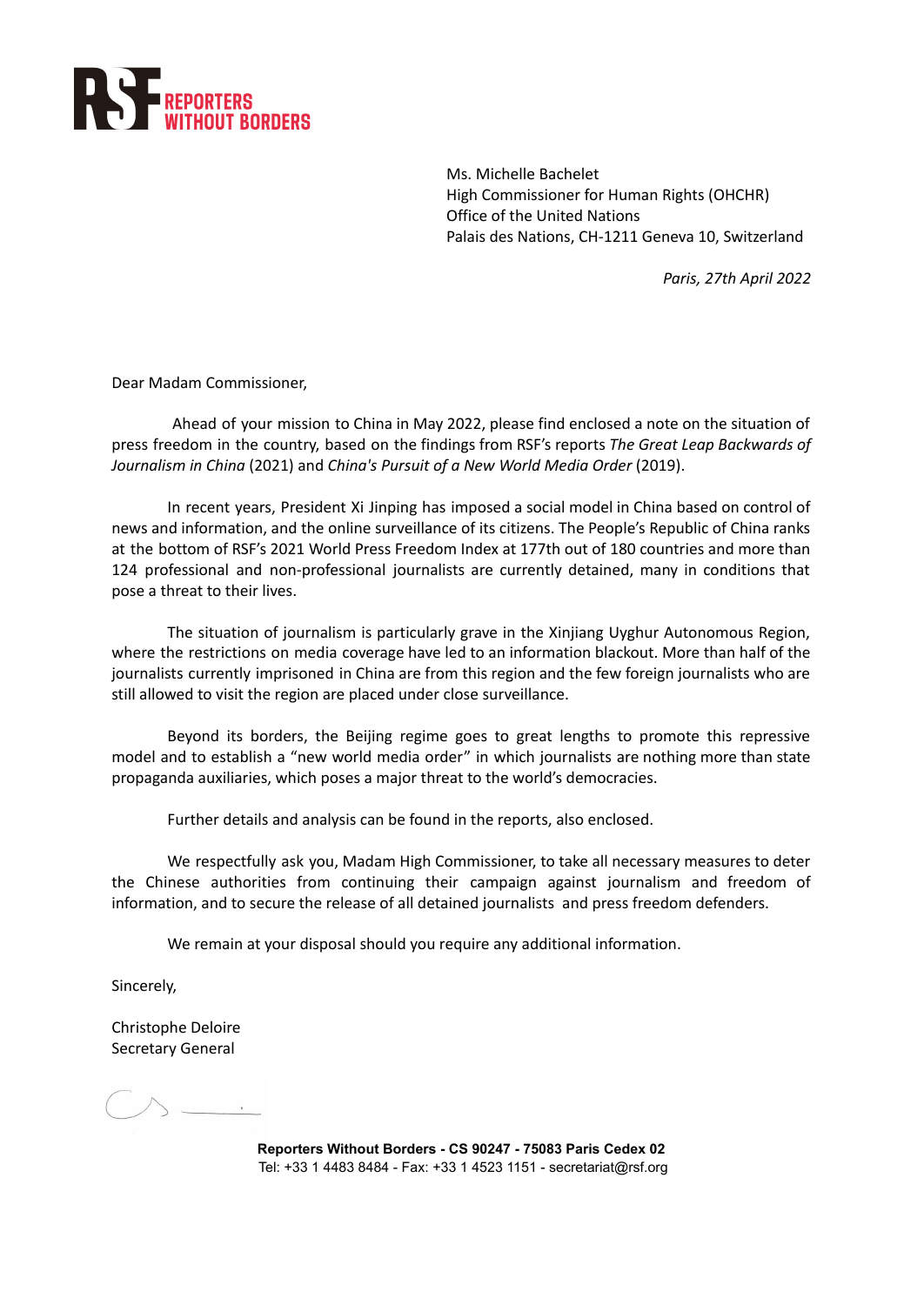**RSF REPORTERS WITHOUT BORDERS**

Ms. Michelle Bachelet
High Commissioner for Human Rights (OHCHR)
Office of the United Nations
Palais des Nations, CH-1211 Geneva 10, Switzerland

*Paris, 27th April 2022*

Dear Madam Commissioner,

Ahead of your mission to China in May 2022, please find enclosed a note on the situation of press freedom in the country, based on the findings from RSF's reports *The Great Leap Backwards of Journalism in China* (2021) and *China's Pursuit of a New World Media Order* (2019).

In recent years, President Xi Jinping has imposed a social model in China based on control of news and information, and the online surveillance of its citizens. The People's Republic of China ranks at the bottom of RSF's 2021 World Press Freedom Index at 177th out of 180 countries and more than 124 professional and non-professional journalists are currently detained, many in conditions that pose a threat to their lives.

The situation of journalism is particularly grave in the Xinjiang Uyghur Autonomous Region, where the restrictions on media coverage have led to an information blackout. More than half of the journalists currently imprisoned in China are from this region and the few foreign journalists who are still allowed to visit the region are placed under close surveillance.

Beyond its borders, the Beijing regime goes to great lengths to promote this repressive model and to establish a "new world media order" in which journalists are nothing more than state propaganda auxiliaries, which poses a major threat to the world's democracies.

Further details and analysis can be found in the reports, also enclosed.

We respectfully ask you, Madam High Commissioner, to take all necessary measures to deter the Chinese authorities from continuing their campaign against journalism and freedom of information, and to secure the release of all detained journalists and press freedom defenders.

We remain at your disposal should you require any additional information.

Sincerely,

Christophe Deloire
Secretary General

**Reporters Without Borders - CS 90247 - 75083 Paris Cedex 02**
Tel: +33 1 4483 8484 - Fax: +33 1 4523 1151 - secretariat@rsf.org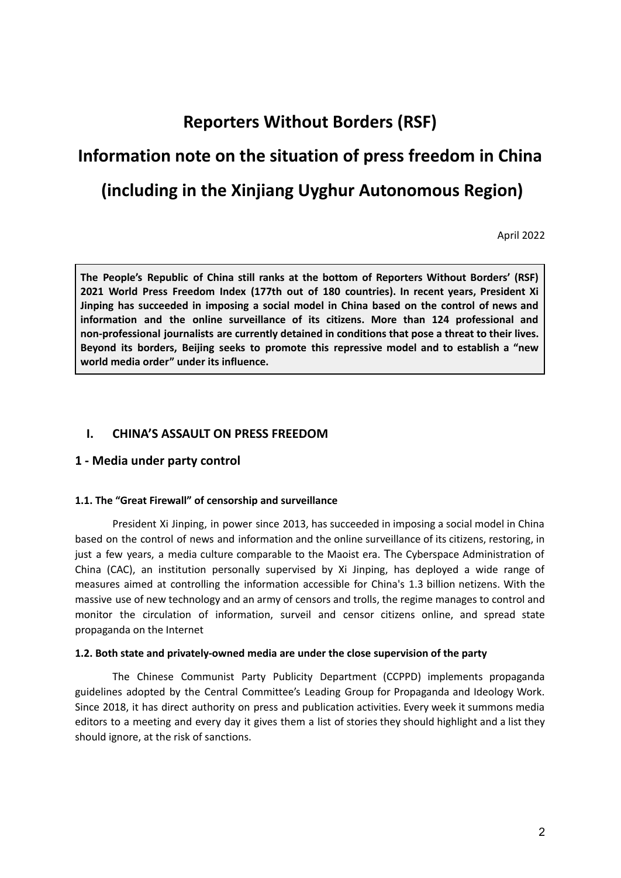# Reporters Without Borders (RSF)

# Information note on the situation of press freedom in China

# (including in the Xinjiang Uyghur Autonomous Region)

April 2022

**The People's Republic of China still ranks at the bottom of Reporters Without Borders' (RSF) 2021 World Press Freedom Index (177th out of 180 countries). In recent years, President Xi Jinping has succeeded in imposing a social model in China based on the control of news and information and the online surveillance of its citizens. More than 124 professional and non-professional journalists are currently detained in conditions that pose a threat to their lives. Beyond its borders, Beijing seeks to promote this repressive model and to establish a "new world media order" under its influence.**

## I. CHINA'S ASSAULT ON PRESS FREEDOM

### 1 - Media under party control

#### 1.1. The "Great Firewall" of censorship and surveillance

President Xi Jinping, in power since 2013, has succeeded in imposing a social model in China based on the control of news and information and the online surveillance of its citizens, restoring, in just a few years, a media culture comparable to the Maoist era. The Cyberspace Administration of China (CAC), an institution personally supervised by Xi Jinping, has deployed a wide range of measures aimed at controlling the information accessible for China's 1.3 billion netizens. With the massive use of new technology and an army of censors and trolls, the regime manages to control and monitor the circulation of information, surveil and censor citizens online, and spread state propaganda on the Internet

#### 1.2. Both state and privately-owned media are under the close supervision of the party

The Chinese Communist Party Publicity Department (CCPPD) implements propaganda guidelines adopted by the Central Committee's Leading Group for Propaganda and Ideology Work. Since 2018, it has direct authority on press and publication activities. Every week it summons media editors to a meeting and every day it gives them a list of stories they should highlight and a list they should ignore, at the risk of sanctions.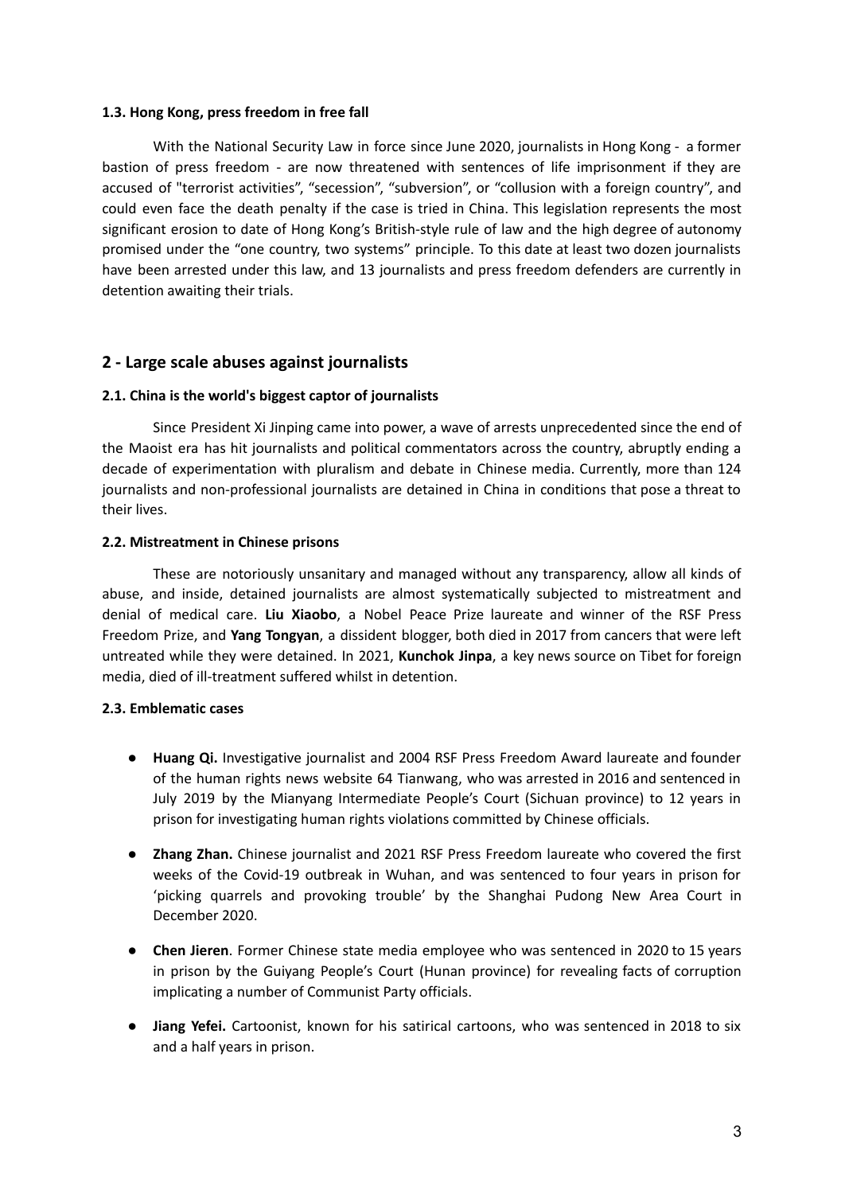### 1.3. Hong Kong, press freedom in free fall

With the National Security Law in force since June 2020, journalists in Hong Kong - a former bastion of press freedom - are now threatened with sentences of life imprisonment if they are accused of "terrorist activities", "secession", "subversion", or "collusion with a foreign country", and could even face the death penalty if the case is tried in China. This legislation represents the most significant erosion to date of Hong Kong's British-style rule of law and the high degree of autonomy promised under the "one country, two systems" principle. To this date at least two dozen journalists have been arrested under this law, and 13 journalists and press freedom defenders are currently in detention awaiting their trials.

## 2 - Large scale abuses against journalists

### 2.1. China is the world's biggest captor of journalists

Since President Xi Jinping came into power, a wave of arrests unprecedented since the end of the Maoist era has hit journalists and political commentators across the country, abruptly ending a decade of experimentation with pluralism and debate in Chinese media. Currently, more than 124 journalists and non-professional journalists are detained in China in conditions that pose a threat to their lives.

### 2.2. Mistreatment in Chinese prisons

These are notoriously unsanitary and managed without any transparency, allow all kinds of abuse, and inside, detained journalists are almost systematically subjected to mistreatment and denial of medical care. **Liu Xiaobo**, a Nobel Peace Prize laureate and winner of the RSF Press Freedom Prize, and **Yang Tongyan**, a dissident blogger, both died in 2017 from cancers that were left untreated while they were detained. In 2021, **Kunchok Jinpa**, a key news source on Tibet for foreign media, died of ill-treatment suffered whilst in detention.

### 2.3. Emblematic cases

- **Huang Qi.** Investigative journalist and 2004 RSF Press Freedom Award laureate and founder of the human rights news website 64 Tianwang, who was arrested in 2016 and sentenced in July 2019 by the Mianyang Intermediate People's Court (Sichuan province) to 12 years in prison for investigating human rights violations committed by Chinese officials.

- **Zhang Zhan.** Chinese journalist and 2021 RSF Press Freedom laureate who covered the first weeks of the Covid-19 outbreak in Wuhan, and was sentenced to four years in prison for 'picking quarrels and provoking trouble' by the Shanghai Pudong New Area Court in December 2020.

- **Chen Jieren**. Former Chinese state media employee who was sentenced in 2020 to 15 years in prison by the Guiyang People's Court (Hunan province) for revealing facts of corruption implicating a number of Communist Party officials.

- **Jiang Yefei.** Cartoonist, known for his satirical cartoons, who was sentenced in 2018 to six and a half years in prison.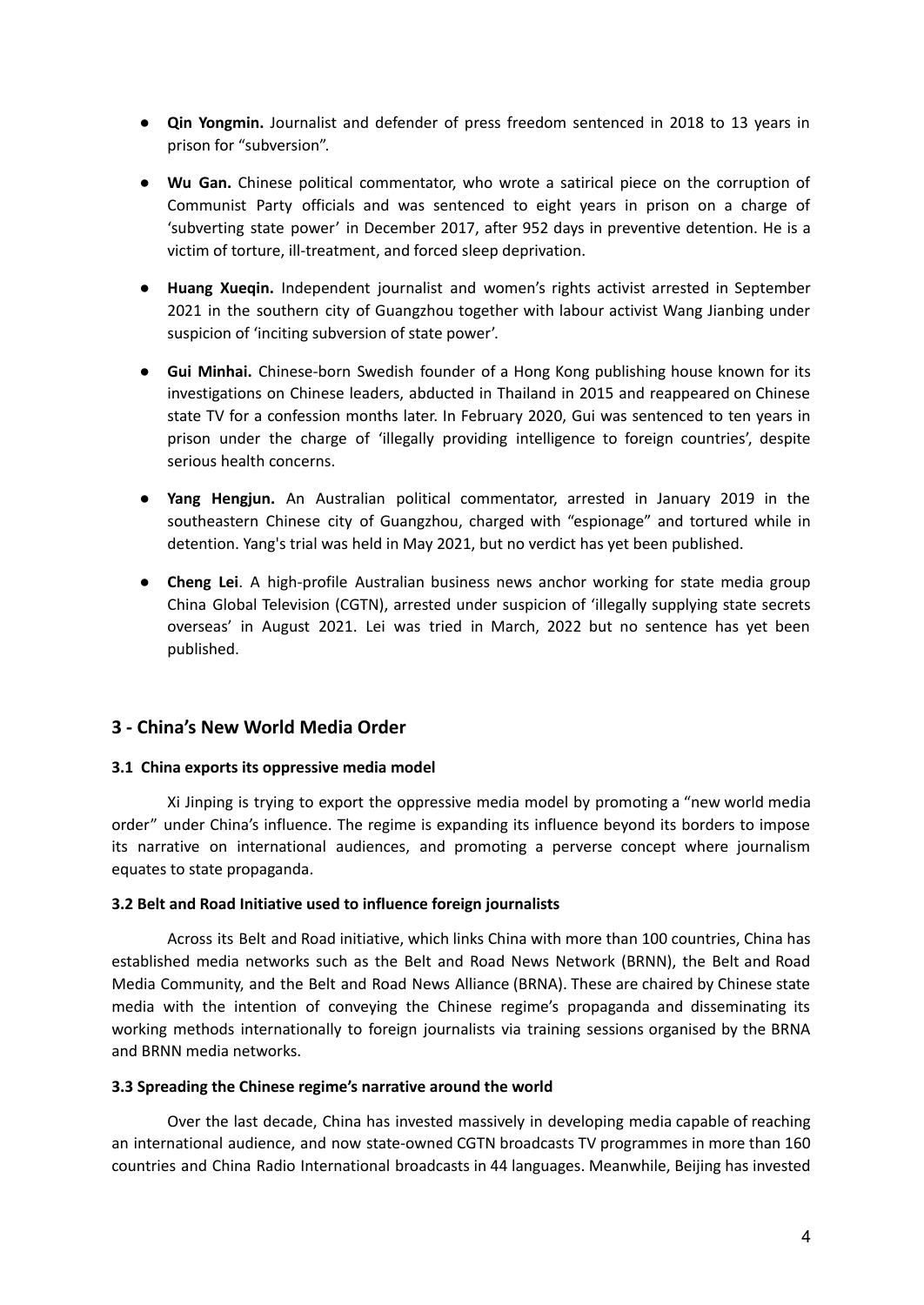- **Qin Yongmin.** Journalist and defender of press freedom sentenced in 2018 to 13 years in prison for "subversion".

- **Wu Gan.** Chinese political commentator, who wrote a satirical piece on the corruption of Communist Party officials and was sentenced to eight years in prison on a charge of 'subverting state power' in December 2017, after 952 days in preventive detention. He is a victim of torture, ill-treatment, and forced sleep deprivation.

- **Huang Xueqin.** Independent journalist and women's rights activist arrested in September 2021 in the southern city of Guangzhou together with labour activist Wang Jianbing under suspicion of 'inciting subversion of state power'.

- **Gui Minhai.** Chinese-born Swedish founder of a Hong Kong publishing house known for its investigations on Chinese leaders, abducted in Thailand in 2015 and reappeared on Chinese state TV for a confession months later. In February 2020, Gui was sentenced to ten years in prison under the charge of 'illegally providing intelligence to foreign countries', despite serious health concerns.

- **Yang Hengjun.** An Australian political commentator, arrested in January 2019 in the southeastern Chinese city of Guangzhou, charged with "espionage" and tortured while in detention. Yang's trial was held in May 2021, but no verdict has yet been published.

- **Cheng Lei**. A high-profile Australian business news anchor working for state media group China Global Television (CGTN), arrested under suspicion of 'illegally supplying state secrets overseas' in August 2021. Lei was tried in March, 2022 but no sentence has yet been published.

## 3 - China's New World Media Order

### 3.1 China exports its oppressive media model

Xi Jinping is trying to export the oppressive media model by promoting a "new world media order" under China's influence. The regime is expanding its influence beyond its borders to impose its narrative on international audiences, and promoting a perverse concept where journalism equates to state propaganda.

### 3.2 Belt and Road Initiative used to influence foreign journalists

Across its Belt and Road initiative, which links China with more than 100 countries, China has established media networks such as the Belt and Road News Network (BRNN), the Belt and Road Media Community, and the Belt and Road News Alliance (BRNA). These are chaired by Chinese state media with the intention of conveying the Chinese regime's propaganda and disseminating its working methods internationally to foreign journalists via training sessions organised by the BRNA and BRNN media networks.

### 3.3 Spreading the Chinese regime's narrative around the world

Over the last decade, China has invested massively in developing media capable of reaching an international audience, and now state-owned CGTN broadcasts TV programmes in more than 160 countries and China Radio International broadcasts in 44 languages. Meanwhile, Beijing has invested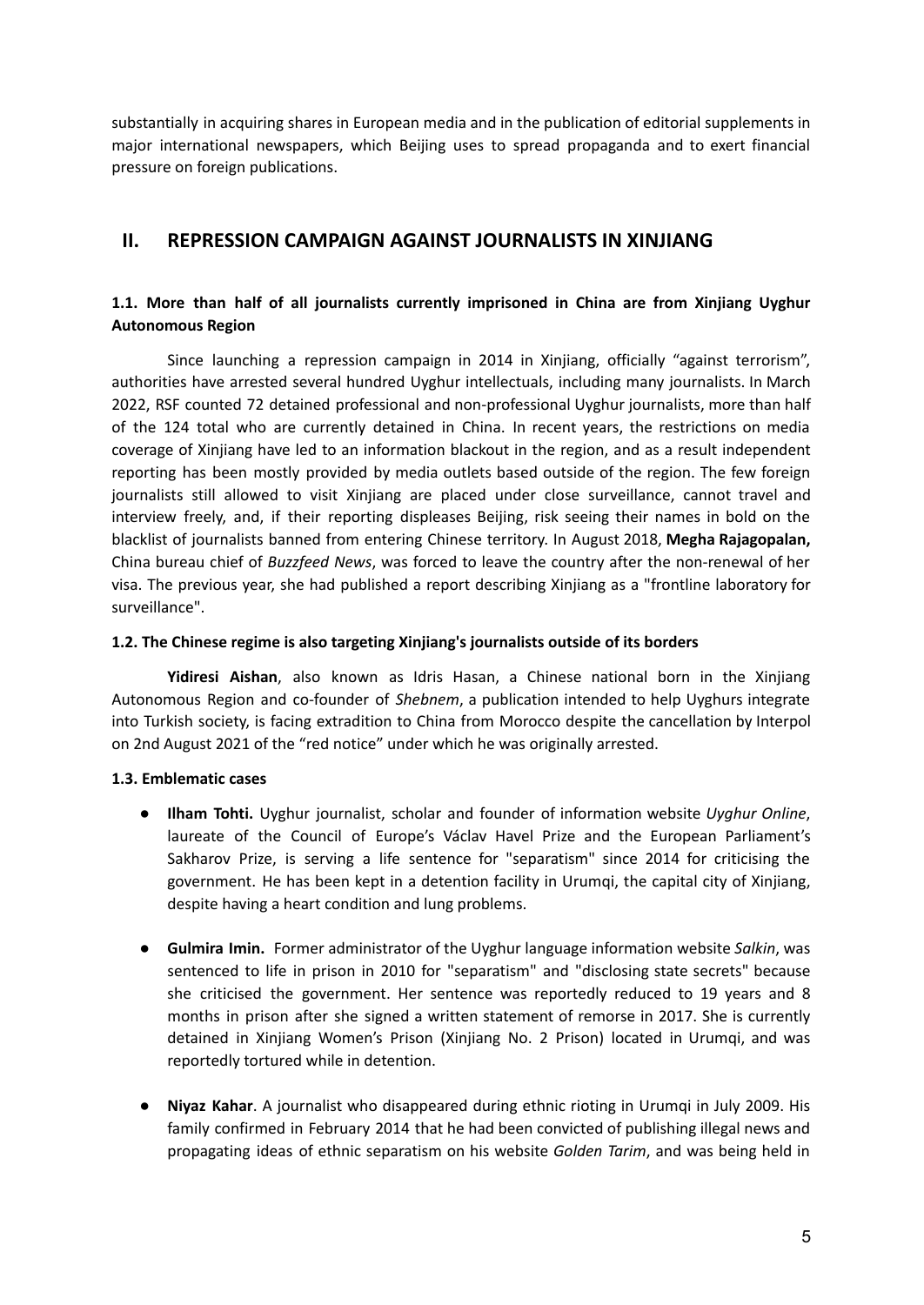substantially in acquiring shares in European media and in the publication of editorial supplements in major international newspapers, which Beijing uses to spread propaganda and to exert financial pressure on foreign publications.

## II. REPRESSION CAMPAIGN AGAINST JOURNALISTS IN XINJIANG

### 1.1. More than half of all journalists currently imprisoned in China are from Xinjiang Uyghur Autonomous Region

Since launching a repression campaign in 2014 in Xinjiang, officially "against terrorism", authorities have arrested several hundred Uyghur intellectuals, including many journalists. In March 2022, RSF counted 72 detained professional and non-professional Uyghur journalists, more than half of the 124 total who are currently detained in China. In recent years, the restrictions on media coverage of Xinjiang have led to an information blackout in the region, and as a result independent reporting has been mostly provided by media outlets based outside of the region. The few foreign journalists still allowed to visit Xinjiang are placed under close surveillance, cannot travel and interview freely, and, if their reporting displeases Beijing, risk seeing their names in bold on the blacklist of journalists banned from entering Chinese territory. In August 2018, **Megha Rajagopalan,** China bureau chief of *Buzzfeed News*, was forced to leave the country after the non-renewal of her visa. The previous year, she had published a report describing Xinjiang as a "frontline laboratory for surveillance".

### 1.2. The Chinese regime is also targeting Xinjiang's journalists outside of its borders

**Yidiresi Aishan**, also known as Idris Hasan, a Chinese national born in the Xinjiang Autonomous Region and co-founder of *Shebnem*, a publication intended to help Uyghurs integrate into Turkish society, is facing extradition to China from Morocco despite the cancellation by Interpol on 2nd August 2021 of the "red notice" under which he was originally arrested.

### 1.3. Emblematic cases

- **Ilham Tohti.** Uyghur journalist, scholar and founder of information website *Uyghur Online*, laureate of the Council of Europe's Václav Havel Prize and the European Parliament's Sakharov Prize, is serving a life sentence for "separatism" since 2014 for criticising the government. He has been kept in a detention facility in Urumqi, the capital city of Xinjiang, despite having a heart condition and lung problems.

- **Gulmira Imin.** Former administrator of the Uyghur language information website *Salkin*, was sentenced to life in prison in 2010 for "separatism" and "disclosing state secrets" because she criticised the government. Her sentence was reportedly reduced to 19 years and 8 months in prison after she signed a written statement of remorse in 2017. She is currently detained in Xinjiang Women's Prison (Xinjiang No. 2 Prison) located in Urumqi, and was reportedly tortured while in detention.

- **Niyaz Kahar**. A journalist who disappeared during ethnic rioting in Urumqi in July 2009. His family confirmed in February 2014 that he had been convicted of publishing illegal news and propagating ideas of ethnic separatism on his website *Golden Tarim*, and was being held in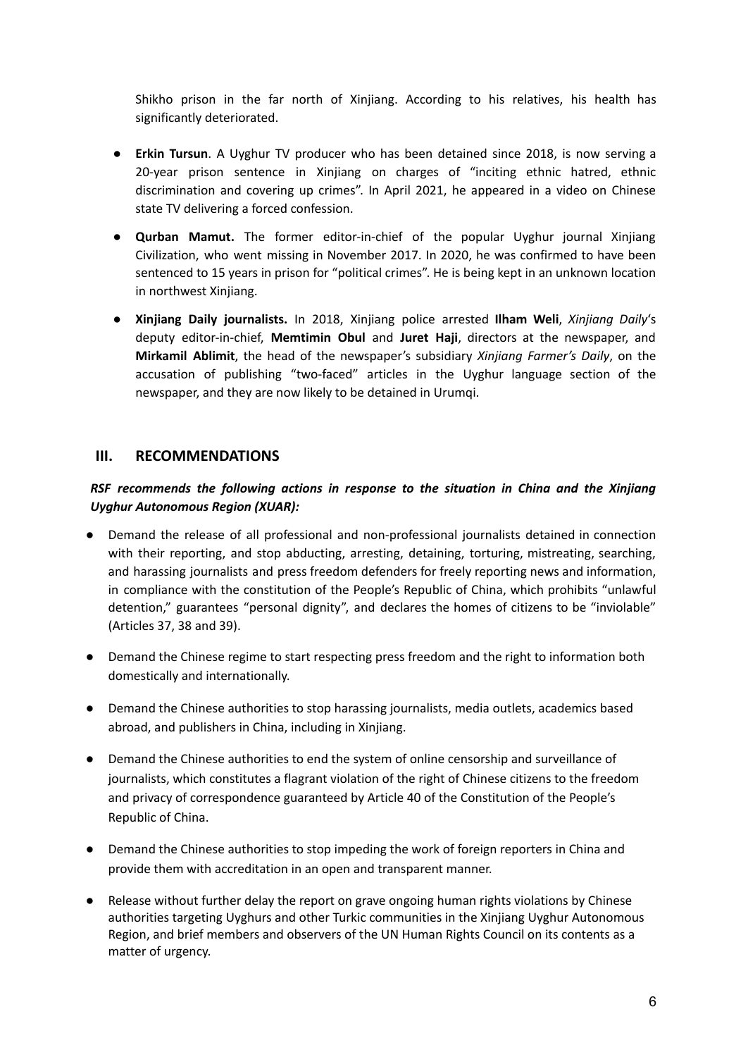Shikho prison in the far north of Xinjiang. According to his relatives, his health has significantly deteriorated.

- **Erkin Tursun**. A Uyghur TV producer who has been detained since 2018, is now serving a 20-year prison sentence in Xinjiang on charges of "inciting ethnic hatred, ethnic discrimination and covering up crimes". In April 2021, he appeared in a video on Chinese state TV delivering a forced confession.

- **Qurban Mamut.** The former editor-in-chief of the popular Uyghur journal Xinjiang Civilization, who went missing in November 2017. In 2020, he was confirmed to have been sentenced to 15 years in prison for "political crimes". He is being kept in an unknown location in northwest Xinjiang.

- **Xinjiang Daily journalists.** In 2018, Xinjiang police arrested **Ilham Weli**, *Xinjiang Daily*'s deputy editor-in-chief, **Memtimin Obul** and **Juret Haji**, directors at the newspaper, and **Mirkamil Ablimit**, the head of the newspaper's subsidiary *Xinjiang Farmer's Daily*, on the accusation of publishing "two-faced" articles in the Uyghur language section of the newspaper, and they are now likely to be detained in Urumqi.

## III. RECOMMENDATIONS

***RSF recommends the following actions in response to the situation in China and the Xinjiang Uyghur Autonomous Region (XUAR):***

- Demand the release of all professional and non-professional journalists detained in connection with their reporting, and stop abducting, arresting, detaining, torturing, mistreating, searching, and harassing journalists and press freedom defenders for freely reporting news and information, in compliance with the constitution of the People's Republic of China, which prohibits "unlawful detention," guarantees "personal dignity", and declares the homes of citizens to be "inviolable" (Articles 37, 38 and 39).

- Demand the Chinese regime to start respecting press freedom and the right to information both domestically and internationally.

- Demand the Chinese authorities to stop harassing journalists, media outlets, academics based abroad, and publishers in China, including in Xinjiang.

- Demand the Chinese authorities to end the system of online censorship and surveillance of journalists, which constitutes a flagrant violation of the right of Chinese citizens to the freedom and privacy of correspondence guaranteed by Article 40 of the Constitution of the People's Republic of China.

- Demand the Chinese authorities to stop impeding the work of foreign reporters in China and provide them with accreditation in an open and transparent manner.

- Release without further delay the report on grave ongoing human rights violations by Chinese authorities targeting Uyghurs and other Turkic communities in the Xinjiang Uyghur Autonomous Region, and brief members and observers of the UN Human Rights Council on its contents as a matter of urgency.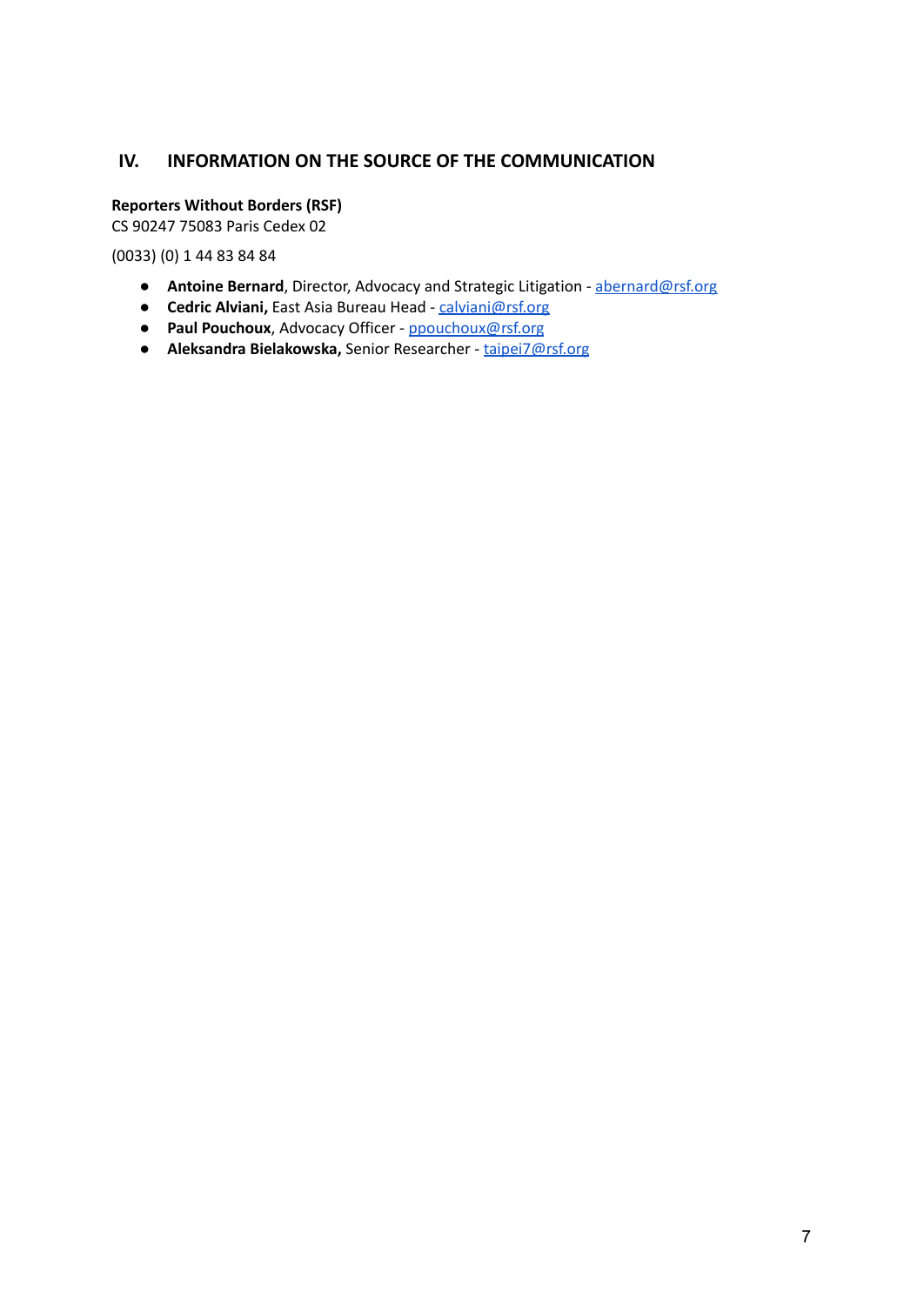## IV. INFORMATION ON THE SOURCE OF THE COMMUNICATION

**Reporters Without Borders (RSF)**
CS 90247 75083 Paris Cedex 02

(0033) (0) 1 44 83 84 84

- **Antoine Bernard**, Director, Advocacy and Strategic Litigation - abernard@rsf.org
- **Cedric Alviani,** East Asia Bureau Head - calviani@rsf.org
- **Paul Pouchoux**, Advocacy Officer - ppouchoux@rsf.org
- **Aleksandra Bielakowska,** Senior Researcher - taipei7@rsf.org